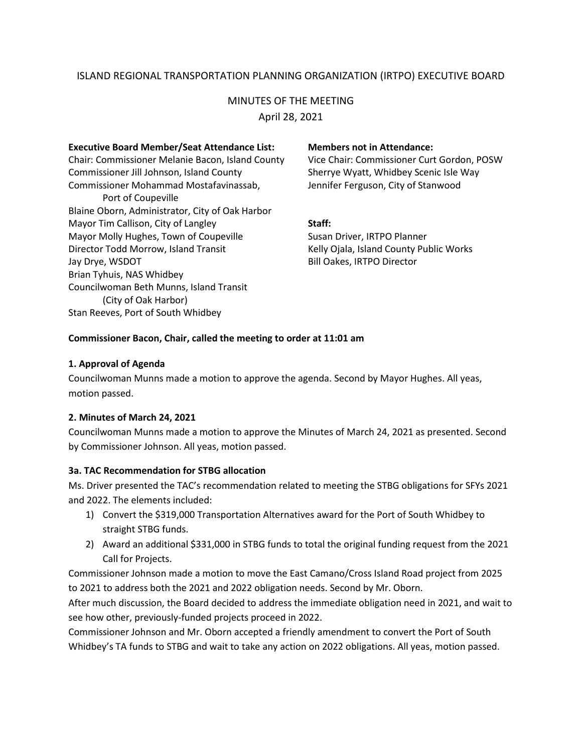# ISLAND REGIONAL TRANSPORTATION PLANNING ORGANIZATION (IRTPO) EXECUTIVE BOARD

## MINUTES OF THE MEETING

April 28, 2021

**Executive Board Member/Seat Attendance List:**

Chair: Commissioner Melanie Bacon, Island County
Commissioner Jill Johnson, Island County
Commissioner Mohammad Mostafavinassab, Port of Coupeville
Blaine Oborn, Administrator, City of Oak Harbor
Mayor Tim Callison, City of Langley
Mayor Molly Hughes, Town of Coupeville
Director Todd Morrow, Island Transit
Jay Drye, WSDOT
Brian Tyhuis, NAS Whidbey
Councilwoman Beth Munns, Island Transit (City of Oak Harbor)
Stan Reeves, Port of South Whidbey

**Members not in Attendance:**

Vice Chair: Commissioner Curt Gordon, POSW
Sherrye Wyatt, Whidbey Scenic Isle Way
Jennifer Ferguson, City of Stanwood

**Staff:**

Susan Driver, IRTPO Planner
Kelly Ojala, Island County Public Works
Bill Oakes, IRTPO Director

**Commissioner Bacon, Chair, called the meeting to order at 11:01 am**

**1. Approval of Agenda**

Councilwoman Munns made a motion to approve the agenda. Second by Mayor Hughes. All yeas, motion passed.

**2. Minutes of March 24, 2021**

Councilwoman Munns made a motion to approve the Minutes of March 24, 2021 as presented. Second by Commissioner Johnson. All yeas, motion passed.

**3a. TAC Recommendation for STBG allocation**

Ms. Driver presented the TAC's recommendation related to meeting the STBG obligations for SFYs 2021 and 2022. The elements included:

1) Convert the $319,000 Transportation Alternatives award for the Port of South Whidbey to straight STBG funds.
2) Award an additional $331,000 in STBG funds to total the original funding request from the 2021 Call for Projects.

Commissioner Johnson made a motion to move the East Camano/Cross Island Road project from 2025 to 2021 to address both the 2021 and 2022 obligation needs. Second by Mr. Oborn.

After much discussion, the Board decided to address the immediate obligation need in 2021, and wait to see how other, previously-funded projects proceed in 2022.

Commissioner Johnson and Mr. Oborn accepted a friendly amendment to convert the Port of South Whidbey's TA funds to STBG and wait to take any action on 2022 obligations. All yeas, motion passed.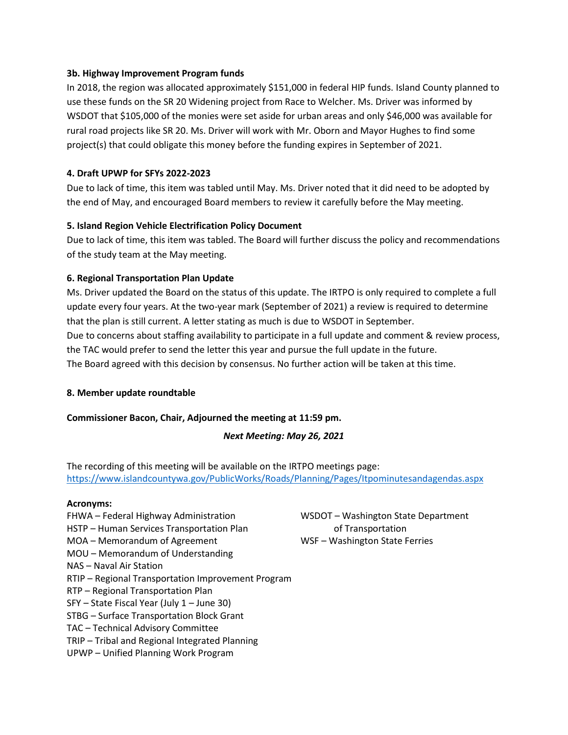**3b. Highway Improvement Program funds**

In 2018, the region was allocated approximately $151,000 in federal HIP funds. Island County planned to use these funds on the SR 20 Widening project from Race to Welcher. Ms. Driver was informed by WSDOT that $105,000 of the monies were set aside for urban areas and only $46,000 was available for rural road projects like SR 20. Ms. Driver will work with Mr. Oborn and Mayor Hughes to find some project(s) that could obligate this money before the funding expires in September of 2021.

**4. Draft UPWP for SFYs 2022-2023**

Due to lack of time, this item was tabled until May. Ms. Driver noted that it did need to be adopted by the end of May, and encouraged Board members to review it carefully before the May meeting.

**5. Island Region Vehicle Electrification Policy Document**

Due to lack of time, this item was tabled. The Board will further discuss the policy and recommendations of the study team at the May meeting.

**6. Regional Transportation Plan Update**

Ms. Driver updated the Board on the status of this update. The IRTPO is only required to complete a full update every four years. At the two-year mark (September of 2021) a review is required to determine that the plan is still current. A letter stating as much is due to WSDOT in September.

Due to concerns about staffing availability to participate in a full update and comment & review process, the TAC would prefer to send the letter this year and pursue the full update in the future.

The Board agreed with this decision by consensus. No further action will be taken at this time.

**8. Member update roundtable**

**Commissioner Bacon, Chair, Adjourned the meeting at 11:59 pm.**

***Next Meeting: May 26, 2021***

The recording of this meeting will be available on the IRTPO meetings page:
https://www.islandcountywa.gov/PublicWorks/Roads/Planning/Pages/Itpominutesandagendas.aspx

**Acronyms:**

FHWA – Federal Highway Administration
HSTP – Human Services Transportation Plan
MOA – Memorandum of Agreement
MOU – Memorandum of Understanding
NAS – Naval Air Station
RTIP – Regional Transportation Improvement Program
RTP – Regional Transportation Plan
SFY – State Fiscal Year (July 1 – June 30)
STBG – Surface Transportation Block Grant
TAC – Technical Advisory Committee
TRIP – Tribal and Regional Integrated Planning
UPWP – Unified Planning Work Program
WSDOT – Washington State Department of Transportation
WSF – Washington State Ferries